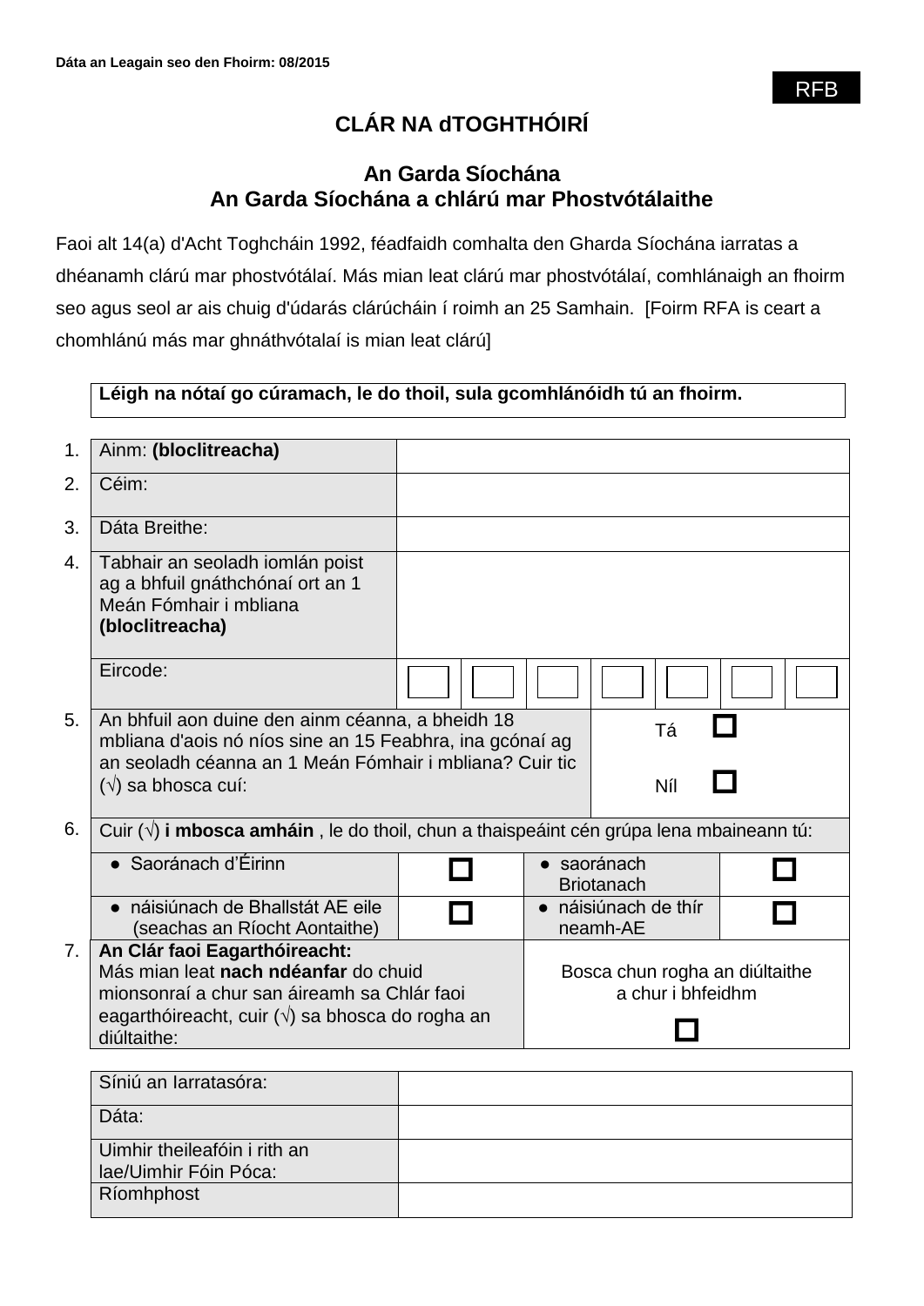**Dáta an Leagain seo den Fhoirm: 08/2015**

RFB

# CLÁR NA dTOGHTHÓIRÍ

## An Garda Síochána
## An Garda Síochána a chlárú mar Phostvótálaithe

Faoi alt 14(a) d'Acht Toghcháin 1992, féadfaidh comhalta den Gharda Síochána iarratas a dhéanamh clárú mar phostvótálaí. Más mian leat clárú mar phostvótálaí, comhlánaigh an fhoirm seo agus seol ar ais chuig d'údarás clárúcháin í roimh an 25 Samhain. [Foirm RFA is ceart a chomhlánú más mar ghnáthvótalaí is mian leat clárú]

| **Léigh na nótaí go cúramach, le do thoil, sula gcomhlánóidh tú an fhoirm.** |
|---|

| | | | | | | | | |
|---|---|---|---|---|---|---|---|---|
| 1. | Ainm: **(bloclitreacha)** | | | | | | | |
| 2. | Céim: | | | | | | | |
| 3. | Dáta Breithe: | | | | | | | |
| 4. | Tabhair an seoladh iomlán poist ag a bhfuil gnáthchónaí ort an 1 Meán Fómhair i mbliana **(bloclitreacha)** | | | | | | | |
| | Eircode: | ☐ | ☐ | ☐ | ☐ | ☐ | ☐ | ☐ |

| | | |
|---|---|---|
| 5. | An bhfuil aon duine den ainm céanna, a bheidh 18 mbliana d'aois nó níos sine an 15 Feabhra, ina gcónaí ag an seoladh céanna an 1 Meán Fómhair i mbliana? Cuir tic (√) sa bhosca cuí: | Tá ☐<br>Níl ☐ |

| | | | | |
|---|---|---|---|---|
| 6. | Cuir (√) **i mbosca amháin** , le do thoil, chun a thaispeáint cén grúpa lena mbaineann tú: | | | |
| | ● Saoránach d'Éirinn | ☐ | ● saoránach Briotanach | ☐ |
| | ● náisiúnach de Bhallstát AE eile (seachas an Ríocht Aontaithe) | ☐ | ● náisiúnach de thír neamh-AE | ☐ |

| | | |
|---|---|---|
| 7. | **An Clár faoi Eagarthóireacht:**<br>Más mian leat **nach ndéanfar** do chuid mionsonraí a chur san áireamh sa Chlár faoi eagarthóireacht, cuir (√) sa bhosca do rogha an diúltaithe: | Bosca chun rogha an diúltaithe a chur i bhfeidhm<br>☐ |

| | |
|---|---|
| Síniú an Iarratasóra: | |
| Dáta: | |
| Uimhir theileafóin i rith an lae/Uimhir Fóin Póca: | |
| Ríomhphost | |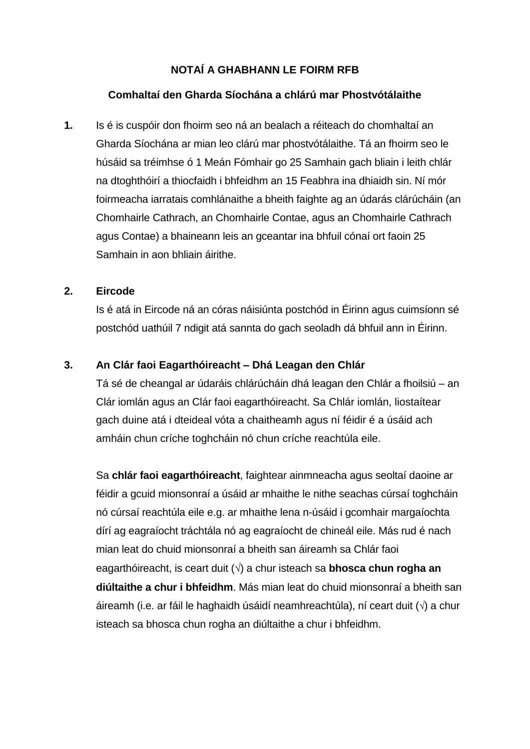**NOTAÍ A GHABHANN LE FOIRM RFB**

**Comhaltaí den Gharda Síochána a chlárú mar Phostvótálaithe**

**1.** Is é is cuspóir don fhoirm seo ná an bealach a réiteach do chomhaltaí an Gharda Síochána ar mian leo clárú mar phostvótálaithe. Tá an fhoirm seo le húsáid sa tréimhse ó 1 Meán Fómhair go 25 Samhain gach bliain i leith chlár na dtoghthóirí a thiocfaidh i bhfeidhm an 15 Feabhra ina dhiaidh sin. Ní mór foirmeacha iarratais comhlánaithe a bheith faighte ag an údarás clárúcháin (an Chomhairle Cathrach, an Chomhairle Contae, agus an Chomhairle Cathrach agus Contae) a bhaineann leis an gceantar ina bhfuil cónaí ort faoin 25 Samhain in aon bhliain áirithe.

**2. Eircode**

Is é atá in Eircode ná an córas náisiúnta postchód in Éirinn agus cuimsíonn sé postchód uathúil 7 ndigit atá sannta do gach seoladh dá bhfuil ann in Éirinn.

**3. An Clár faoi Eagarthóireacht – Dhá Leagan den Chlár**

Tá sé de cheangal ar údaráis chlárúcháin dhá leagan den Chlár a fhoilsiú – an Clár iomlán agus an Clár faoi eagarthóireacht. Sa Chlár iomlán, liostaítear gach duine atá i dteideal vóta a chaitheamh agus ní féidir é a úsáid ach amháin chun críche toghcháin nó chun críche reachtúla eile.

Sa **chlár faoi eagarthóireacht**, faightear ainmneacha agus seoltaí daoine ar féidir a gcuid mionsonraí a úsáid ar mhaithe le nithe seachas cúrsaí toghcháin nó cúrsaí reachtúla eile e.g. ar mhaithe lena n-úsáid i gcomhair margaíochta dírí ag eagraíocht tráchtála nó ag eagraíocht de chineál eile. Más rud é nach mian leat do chuid mionsonraí a bheith san áireamh sa Chlár faoi eagarthóireacht, is ceart duit (√) a chur isteach sa **bhosca chun rogha an diúltaithe a chur i bhfeidhm**. Más mian leat do chuid mionsonraí a bheith san áireamh (i.e. ar fáil le haghaidh úsáidí neamhreachtúla), ní ceart duit (√) a chur isteach sa bhosca chun rogha an diúltaithe a chur i bhfeidhm.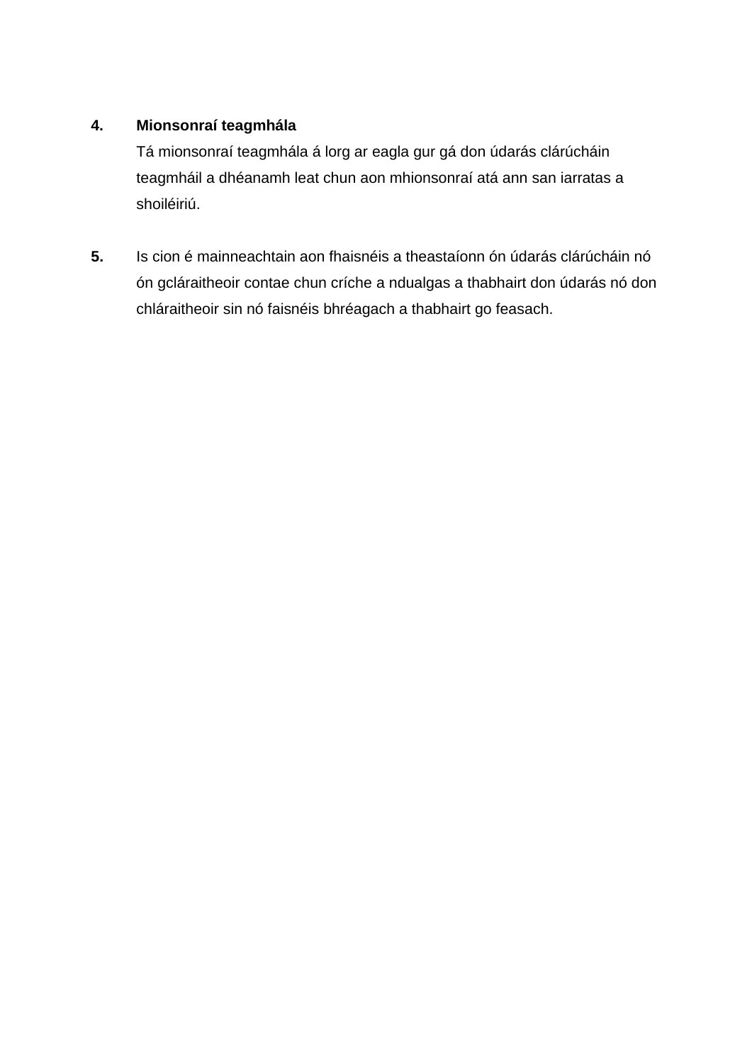4. **Mionsonraí teagmhála**

   Tá mionsonraí teagmhála á lorg ar eagla gur gá don údarás clárúcháin teagmháil a dhéanamh leat chun aon mhionsonraí atá ann san iarratas a shoiléiriú.

5. Is cion é mainneachtain aon fhaisnéis a theastaíonn ón údarás clárúcháin nó ón gcláraitheoir contae chun críche a ndualgas a thabhairt don údarás nó don chláraitheoir sin nó faisnéis bhréagach a thabhairt go feasach.